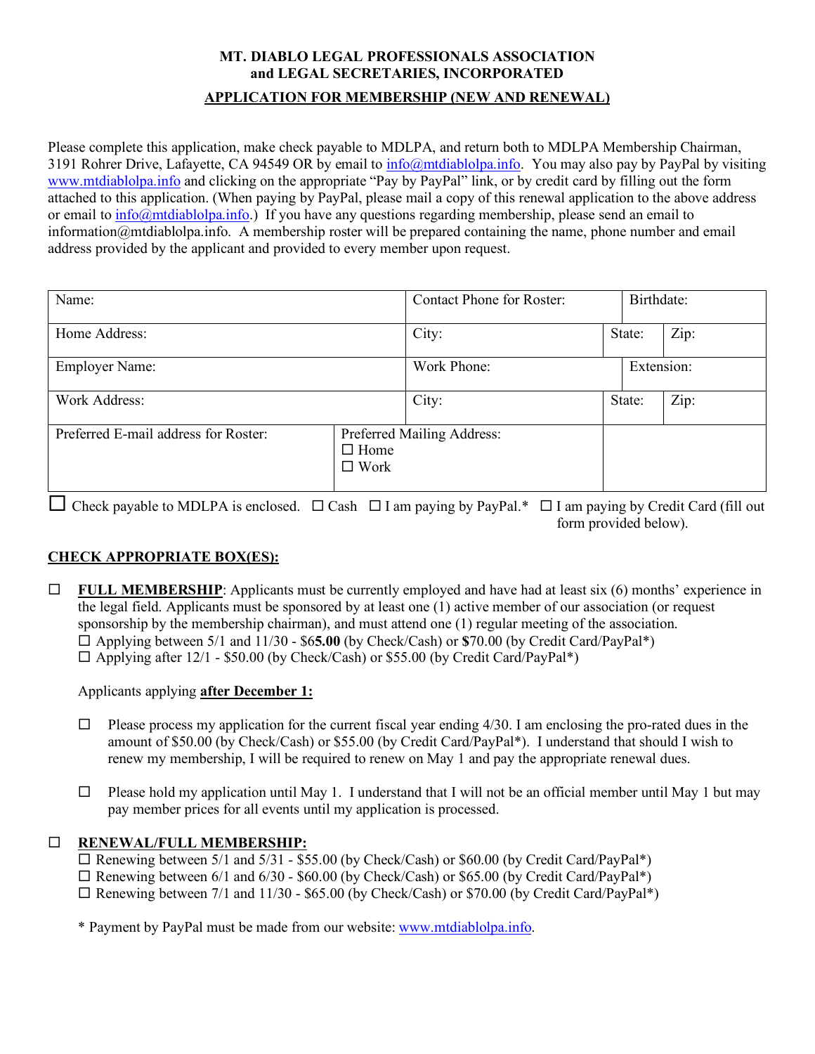**MT. DIABLO LEGAL PROFESSIONALS ASSOCIATION**
**and LEGAL SECRETARIES, INCORPORATED**

**APPLICATION FOR MEMBERSHIP (NEW AND RENEWAL)**

Please complete this application, make check payable to MDLPA, and return both to MDLPA Membership Chairman, 3191 Rohrer Drive, Lafayette, CA 94549 OR by email to info@mtdiablolpa.info. You may also pay by PayPal by visiting www.mtdiablolpa.info and clicking on the appropriate "Pay by PayPal" link, or by credit card by filling out the form attached to this application. (When paying by PayPal, please mail a copy of this renewal application to the above address or email to info@mtdiablolpa.info.) If you have any questions regarding membership, please send an email to information@mtdiablolpa.info. A membership roster will be prepared containing the name, phone number and email address provided by the applicant and provided to every member upon request.

| Name: | | Contact Phone for Roster: | | Birthdate: |
|---|---|---|---|---|
| Home Address: | | City: | State: | Zip: |
| Employer Name: | | Work Phone: | | Extension: |
| Work Address: | | City: | State: | Zip: |
| Preferred E-mail address for Roster: | Preferred Mailing Address: ☐ Home ☐ Work | | | |

☐ Check payable to MDLPA is enclosed. ☐ Cash ☐ I am paying by PayPal.* ☐ I am paying by Credit Card (fill out form provided below).

**CHECK APPROPRIATE BOX(ES):**

☐ **FULL MEMBERSHIP**: Applicants must be currently employed and have had at least six (6) months' experience in the legal field. Applicants must be sponsored by at least one (1) active member of our association (or request sponsorship by the membership chairman), and must attend one (1) regular meeting of the association.
☐ Applying between 5/1 and 11/30 - $65.00 (by Check/Cash) or $70.00 (by Credit Card/PayPal*)
☐ Applying after 12/1 - $50.00 (by Check/Cash) or $55.00 (by Credit Card/PayPal*)

Applicants applying **after December 1:**

☐ Please process my application for the current fiscal year ending 4/30. I am enclosing the pro-rated dues in the amount of $50.00 (by Check/Cash) or $55.00 (by Credit Card/PayPal*). I understand that should I wish to renew my membership, I will be required to renew on May 1 and pay the appropriate renewal dues.

☐ Please hold my application until May 1. I understand that I will not be an official member until May 1 but may pay member prices for all events until my application is processed.

☐ **RENEWAL/FULL MEMBERSHIP:**
☐ Renewing between 5/1 and 5/31 - $55.00 (by Check/Cash) or $60.00 (by Credit Card/PayPal*)
☐ Renewing between 6/1 and 6/30 - $60.00 (by Check/Cash) or $65.00 (by Credit Card/PayPal*)
☐ Renewing between 7/1 and 11/30 - $65.00 (by Check/Cash) or $70.00 (by Credit Card/PayPal*)

* Payment by PayPal must be made from our website: www.mtdiablolpa.info.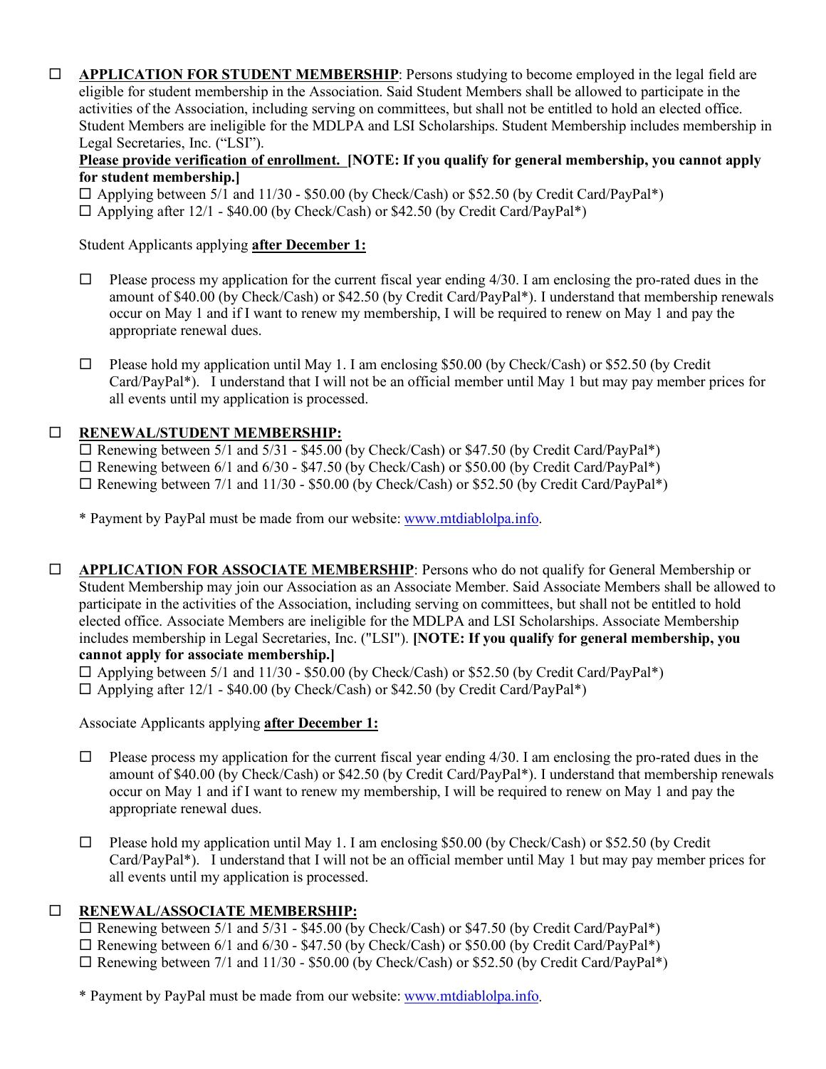☐ **<u>APPLICATION FOR STUDENT MEMBERSHIP</u>**: Persons studying to become employed in the legal field are eligible for student membership in the Association. Said Student Members shall be allowed to participate in the activities of the Association, including serving on committees, but shall not be entitled to hold an elected office. Student Members are ineligible for the MDLPA and LSI Scholarships. Student Membership includes membership in Legal Secretaries, Inc. ("LSI").

**<u>Please provide verification of enrollment.</u> [NOTE: If you qualify for general membership, you cannot apply for student membership.]**

☐ Applying between 5/1 and 11/30 - $50.00 (by Check/Cash) or $52.50 (by Credit Card/PayPal*)
☐ Applying after 12/1 - $40.00 (by Check/Cash) or $42.50 (by Credit Card/PayPal*)

Student Applicants applying **<u>after December 1:</u>**

☐ Please process my application for the current fiscal year ending 4/30. I am enclosing the pro-rated dues in the amount of $40.00 (by Check/Cash) or $42.50 (by Credit Card/PayPal*). I understand that membership renewals occur on May 1 and if I want to renew my membership, I will be required to renew on May 1 and pay the appropriate renewal dues.

☐ Please hold my application until May 1. I am enclosing $50.00 (by Check/Cash) or $52.50 (by Credit Card/PayPal*). I understand that I will not be an official member until May 1 but may pay member prices for all events until my application is processed.

☐ **<u>RENEWAL/STUDENT MEMBERSHIP:</u>**

☐ Renewing between 5/1 and 5/31 - $45.00 (by Check/Cash) or $47.50 (by Credit Card/PayPal*)
☐ Renewing between 6/1 and 6/30 - $47.50 (by Check/Cash) or $50.00 (by Credit Card/PayPal*)
☐ Renewing between 7/1 and 11/30 - $50.00 (by Check/Cash) or $52.50 (by Credit Card/PayPal*)

* Payment by PayPal must be made from our website: www.mtdiablolpa.info.

☐ **<u>APPLICATION FOR ASSOCIATE MEMBERSHIP</u>**: Persons who do not qualify for General Membership or Student Membership may join our Association as an Associate Member. Said Associate Members shall be allowed to participate in the activities of the Association, including serving on committees, but shall not be entitled to hold elected office. Associate Members are ineligible for the MDLPA and LSI Scholarships. Associate Membership includes membership in Legal Secretaries, Inc. ("LSI"). **[NOTE: If you qualify for general membership, you cannot apply for associate membership.]**

☐ Applying between 5/1 and 11/30 - $50.00 (by Check/Cash) or $52.50 (by Credit Card/PayPal*)
☐ Applying after 12/1 - $40.00 (by Check/Cash) or $42.50 (by Credit Card/PayPal*)

Associate Applicants applying **<u>after December 1:</u>**

☐ Please process my application for the current fiscal year ending 4/30. I am enclosing the pro-rated dues in the amount of $40.00 (by Check/Cash) or $42.50 (by Credit Card/PayPal*). I understand that membership renewals occur on May 1 and if I want to renew my membership, I will be required to renew on May 1 and pay the appropriate renewal dues.

☐ Please hold my application until May 1. I am enclosing $50.00 (by Check/Cash) or $52.50 (by Credit Card/PayPal*). I understand that I will not be an official member until May 1 but may pay member prices for all events until my application is processed.

☐ **<u>RENEWAL/ASSOCIATE MEMBERSHIP:</u>**

☐ Renewing between 5/1 and 5/31 - $45.00 (by Check/Cash) or $47.50 (by Credit Card/PayPal*)
☐ Renewing between 6/1 and 6/30 - $47.50 (by Check/Cash) or $50.00 (by Credit Card/PayPal*)
☐ Renewing between 7/1 and 11/30 - $50.00 (by Check/Cash) or $52.50 (by Credit Card/PayPal*)

* Payment by PayPal must be made from our website: www.mtdiablolpa.info.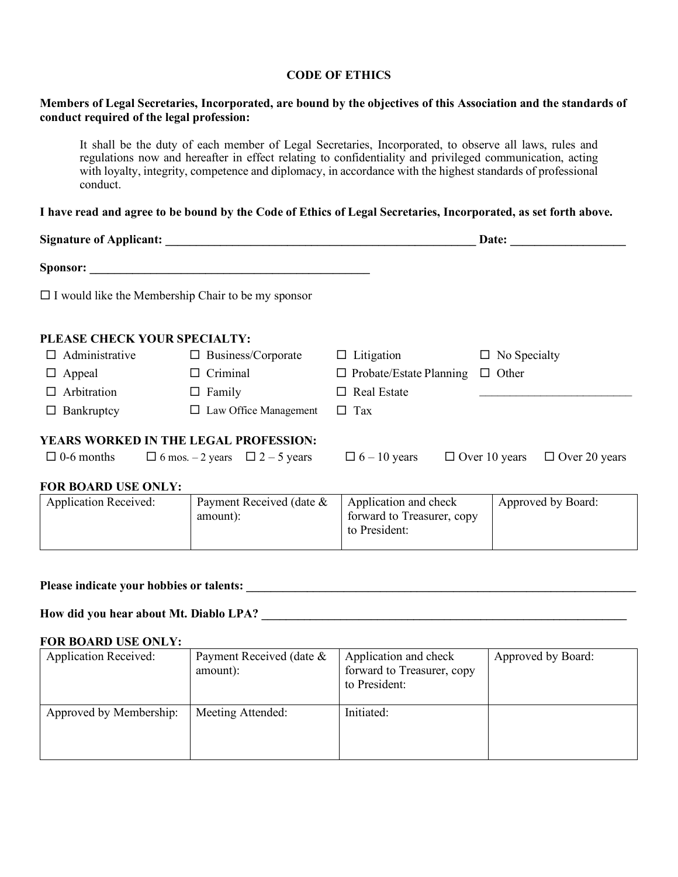# CODE OF ETHICS

**Members of Legal Secretaries, Incorporated, are bound by the objectives of this Association and the standards of conduct required of the legal profession:**

> It shall be the duty of each member of Legal Secretaries, Incorporated, to observe all laws, rules and regulations now and hereafter in effect relating to confidentiality and privileged communication, acting with loyalty, integrity, competence and diplomacy, in accordance with the highest standards of professional conduct.

**I have read and agree to be bound by the Code of Ethics of Legal Secretaries, Incorporated, as set forth above.**

**Signature of Applicant: \_\_\_\_\_\_\_\_\_\_\_\_\_\_\_\_\_\_\_\_\_\_\_\_\_\_\_\_\_\_\_\_\_\_\_\_\_\_\_\_\_\_\_\_\_\_\_\_ Date: \_\_\_\_\_\_\_\_\_\_\_\_\_\_\_\_\_\_**

**Sponsor: \_\_\_\_\_\_\_\_\_\_\_\_\_\_\_\_\_\_\_\_\_\_\_\_\_\_\_\_\_\_\_\_\_\_\_\_\_\_\_\_\_\_\_\_**

☐ I would like the Membership Chair to be my sponsor

**PLEASE CHECK YOUR SPECIALTY:**

| | | | |
|---|---|---|---|
| ☐ Administrative | ☐ Business/Corporate | ☐ Litigation | ☐ No Specialty |
| ☐ Appeal | ☐ Criminal | ☐ Probate/Estate Planning | ☐ Other |
| ☐ Arbitration | ☐ Family | ☐ Real Estate | \_\_\_\_\_\_\_\_\_\_\_\_\_\_\_\_\_\_\_\_\_\_\_\_ |
| ☐ Bankruptcy | ☐ Law Office Management | ☐ Tax | |

**YEARS WORKED IN THE LEGAL PROFESSION:**

☐ 0-6 months ☐ 6 mos. – 2 years ☐ 2 – 5 years ☐ 6 – 10 years ☐ Over 10 years ☐ Over 20 years

**FOR BOARD USE ONLY:**

| Application Received: | Payment Received (date & amount): | Application and check forward to Treasurer, copy to President: | Approved by Board: |
|---|---|---|---|
| | | | |

**Please indicate your hobbies or talents: \_\_\_\_\_\_\_\_\_\_\_\_\_\_\_\_\_\_\_\_\_\_\_\_\_\_\_\_\_\_\_\_\_\_\_\_\_\_\_\_\_\_\_\_\_\_\_\_\_\_\_\_\_\_\_\_\_\_\_\_**

**How did you hear about Mt. Diablo LPA? \_\_\_\_\_\_\_\_\_\_\_\_\_\_\_\_\_\_\_\_\_\_\_\_\_\_\_\_\_\_\_\_\_\_\_\_\_\_\_\_\_\_\_\_\_\_\_\_\_\_\_\_\_\_\_**

**FOR BOARD USE ONLY:**

| Application Received: | Payment Received (date & amount): | Application and check forward to Treasurer, copy to President: | Approved by Board: |
|---|---|---|---|
| Approved by Membership: | Meeting Attended: | Initiated: | |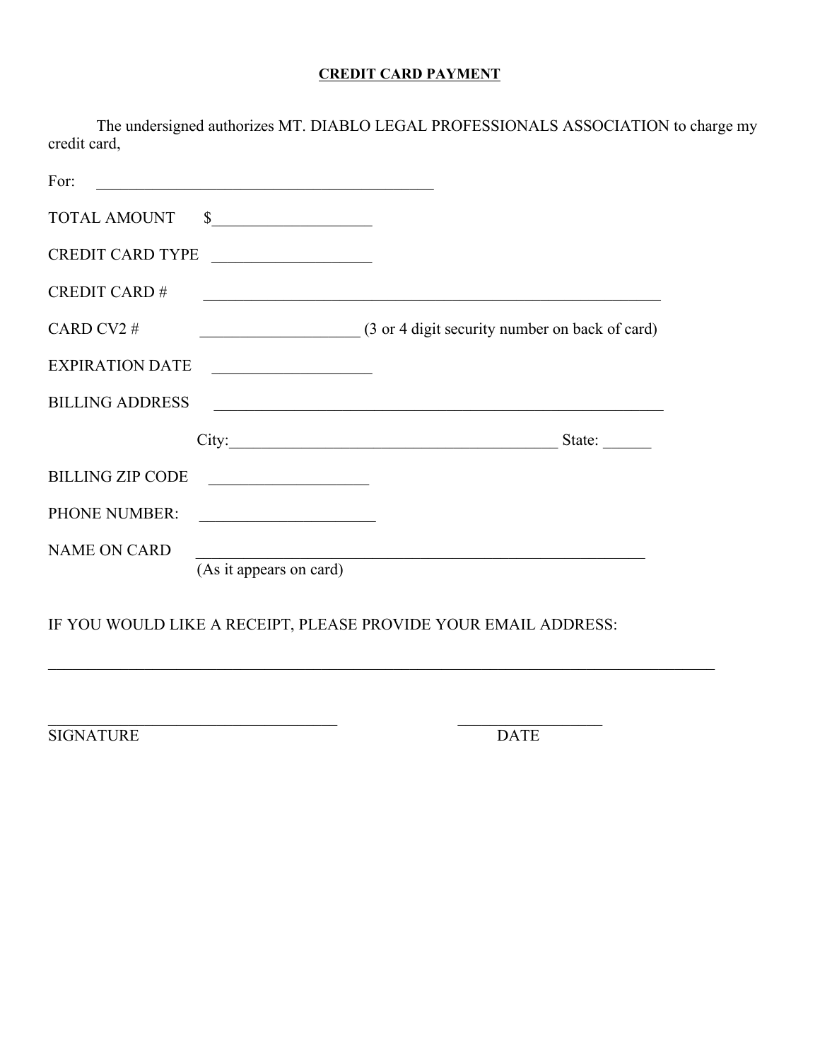**CREDIT CARD PAYMENT**

The undersigned authorizes MT. DIABLO LEGAL PROFESSIONALS ASSOCIATION to charge my credit card,

For: ___________________________________________

TOTAL AMOUNT $___________________

CREDIT CARD TYPE ___________________

CREDIT CARD # ___________________________________________________________

CARD CV2 # ___________________ (3 or 4 digit security number on back of card)

EXPIRATION DATE ___________________

BILLING ADDRESS ___________________________________________________________

City:__________________________________________ State: ______

BILLING ZIP CODE ___________________

PHONE NUMBER: _____________________

NAME ON CARD ___________________________________________________________
(As it appears on card)

IF YOU WOULD LIKE A RECEIPT, PLEASE PROVIDE YOUR EMAIL ADDRESS:

______________________________________________________________________________________

_____________________________________ ___________________
SIGNATURE DATE